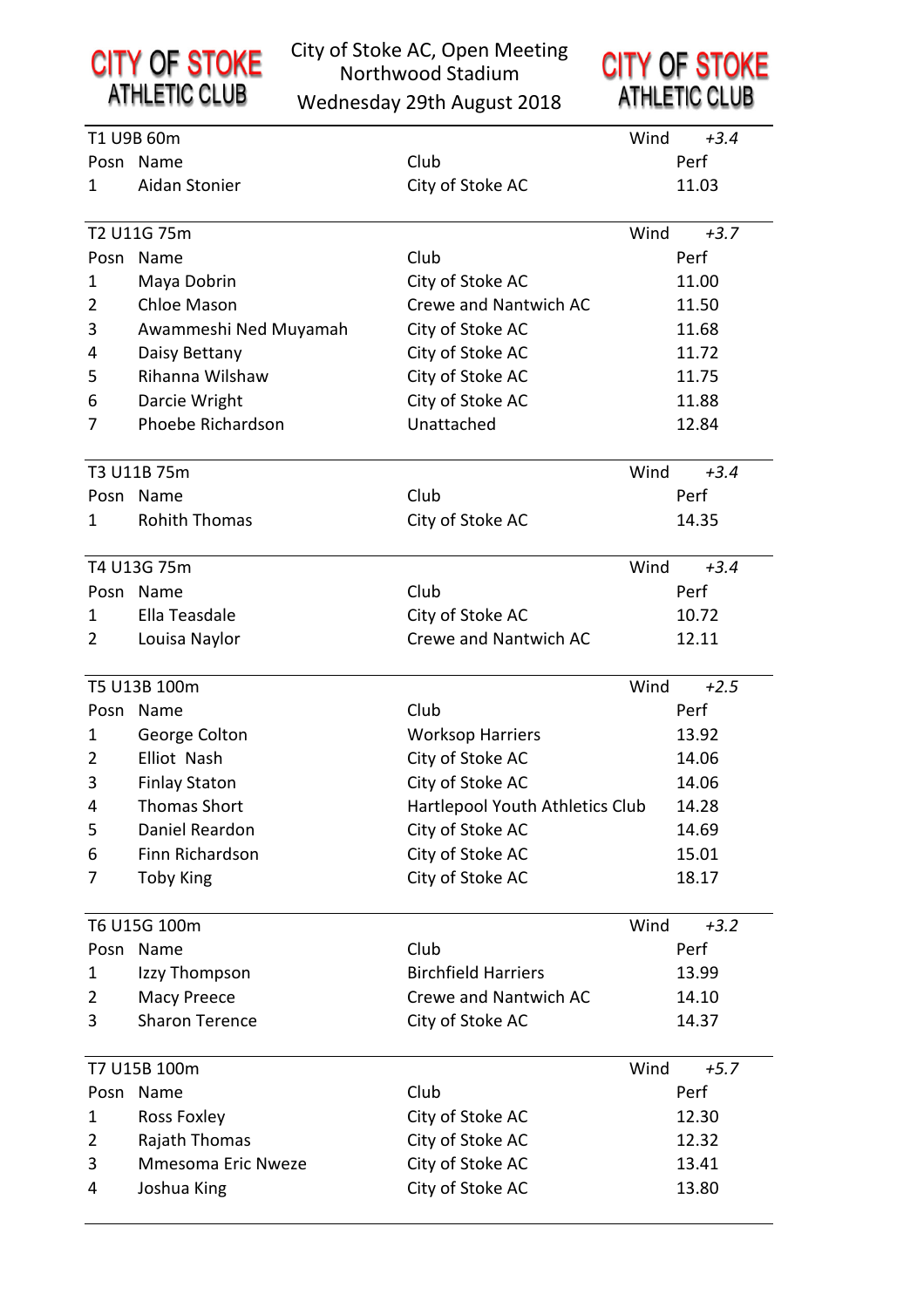**CITY OF STOKE ATHLETIC CLUB**

# City of Stoke AC, Open Meeting
## Northwood Stadium
### Wednesday 29th August 2018

**CITY OF STOKE ATHLETIC CLUB**

| T1 U9B 60m | | | Wind *+3.4* |
|---|---|---|---|
| Posn | Name | Club | Perf |
| 1 | Aidan Stonier | City of Stoke AC | 11.03 |

| T2 U11G 75m | | | Wind *+3.7* |
|---|---|---|---|
| Posn | Name | Club | Perf |
| 1 | Maya Dobrin | City of Stoke AC | 11.00 |
| 2 | Chloe Mason | Crewe and Nantwich AC | 11.50 |
| 3 | Awammeshi Ned Muyamah | City of Stoke AC | 11.68 |
| 4 | Daisy Bettany | City of Stoke AC | 11.72 |
| 5 | Rihanna Wilshaw | City of Stoke AC | 11.75 |
| 6 | Darcie Wright | City of Stoke AC | 11.88 |
| 7 | Phoebe Richardson | Unattached | 12.84 |

| T3 U11B 75m | | | Wind *+3.4* |
|---|---|---|---|
| Posn | Name | Club | Perf |
| 1 | Rohith Thomas | City of Stoke AC | 14.35 |

| T4 U13G 75m | | | Wind *+3.4* |
|---|---|---|---|
| Posn | Name | Club | Perf |
| 1 | Ella Teasdale | City of Stoke AC | 10.72 |
| 2 | Louisa Naylor | Crewe and Nantwich AC | 12.11 |

| T5 U13B 100m | | | Wind *+2.5* |
|---|---|---|---|
| Posn | Name | Club | Perf |
| 1 | George Colton | Worksop Harriers | 13.92 |
| 2 | Elliot Nash | City of Stoke AC | 14.06 |
| 3 | Finlay Staton | City of Stoke AC | 14.06 |
| 4 | Thomas Short | Hartlepool Youth Athletics Club | 14.28 |
| 5 | Daniel Reardon | City of Stoke AC | 14.69 |
| 6 | Finn Richardson | City of Stoke AC | 15.01 |
| 7 | Toby King | City of Stoke AC | 18.17 |

| T6 U15G 100m | | | Wind *+3.2* |
|---|---|---|---|
| Posn | Name | Club | Perf |
| 1 | Izzy Thompson | Birchfield Harriers | 13.99 |
| 2 | Macy Preece | Crewe and Nantwich AC | 14.10 |
| 3 | Sharon Terence | City of Stoke AC | 14.37 |

| T7 U15B 100m | | | Wind *+5.7* |
|---|---|---|---|
| Posn | Name | Club | Perf |
| 1 | Ross Foxley | City of Stoke AC | 12.30 |
| 2 | Rajath Thomas | City of Stoke AC | 12.32 |
| 3 | Mmesoma Eric Nweze | City of Stoke AC | 13.41 |
| 4 | Joshua King | City of Stoke AC | 13.80 |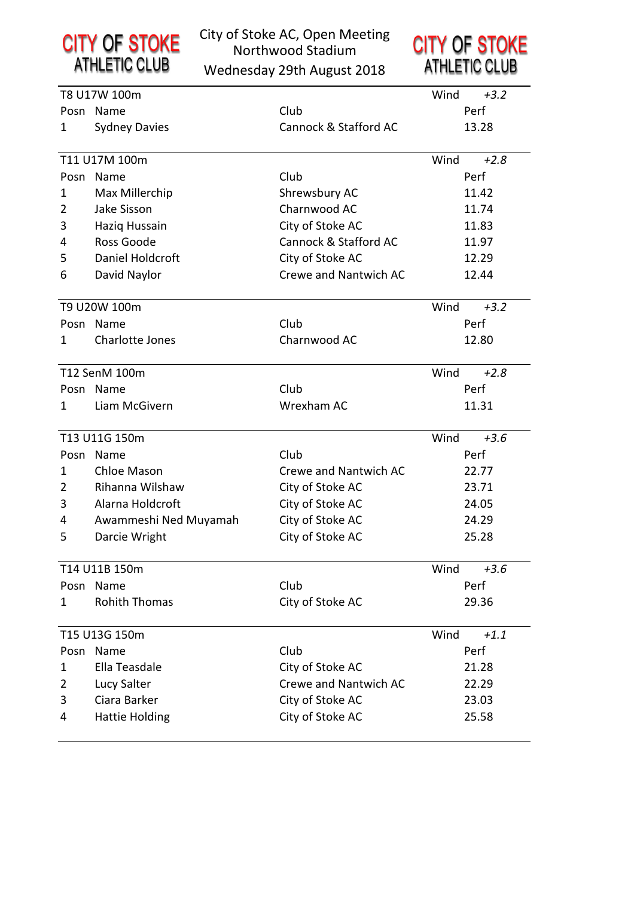# City of Stoke AC, Open Meeting
## Northwood Stadium
## Wednesday 29th August 2018

### T8 U17W 100m — Wind *+3.2*

| Posn | Name | Club | Perf |
|---|---|---|---|
| 1 | Sydney Davies | Cannock & Stafford AC | 13.28 |

### T11 U17M 100m — Wind *+2.8*

| Posn | Name | Club | Perf |
|---|---|---|---|
| 1 | Max Millerchip | Shrewsbury AC | 11.42 |
| 2 | Jake Sisson | Charnwood AC | 11.74 |
| 3 | Haziq Hussain | City of Stoke AC | 11.83 |
| 4 | Ross Goode | Cannock & Stafford AC | 11.97 |
| 5 | Daniel Holdcroft | City of Stoke AC | 12.29 |
| 6 | David Naylor | Crewe and Nantwich AC | 12.44 |

### T9 U20W 100m — Wind *+3.2*

| Posn | Name | Club | Perf |
|---|---|---|---|
| 1 | Charlotte Jones | Charnwood AC | 12.80 |

### T12 SenM 100m — Wind *+2.8*

| Posn | Name | Club | Perf |
|---|---|---|---|
| 1 | Liam McGivern | Wrexham AC | 11.31 |

### T13 U11G 150m — Wind *+3.6*

| Posn | Name | Club | Perf |
|---|---|---|---|
| 1 | Chloe Mason | Crewe and Nantwich AC | 22.77 |
| 2 | Rihanna Wilshaw | City of Stoke AC | 23.71 |
| 3 | Alarna Holdcroft | City of Stoke AC | 24.05 |
| 4 | Awammeshi Ned Muyamah | City of Stoke AC | 24.29 |
| 5 | Darcie Wright | City of Stoke AC | 25.28 |

### T14 U11B 150m — Wind *+3.6*

| Posn | Name | Club | Perf |
|---|---|---|---|
| 1 | Rohith Thomas | City of Stoke AC | 29.36 |

### T15 U13G 150m — Wind *+1.1*

| Posn | Name | Club | Perf |
|---|---|---|---|
| 1 | Ella Teasdale | City of Stoke AC | 21.28 |
| 2 | Lucy Salter | Crewe and Nantwich AC | 22.29 |
| 3 | Ciara Barker | City of Stoke AC | 23.03 |
| 4 | Hattie Holding | City of Stoke AC | 25.58 |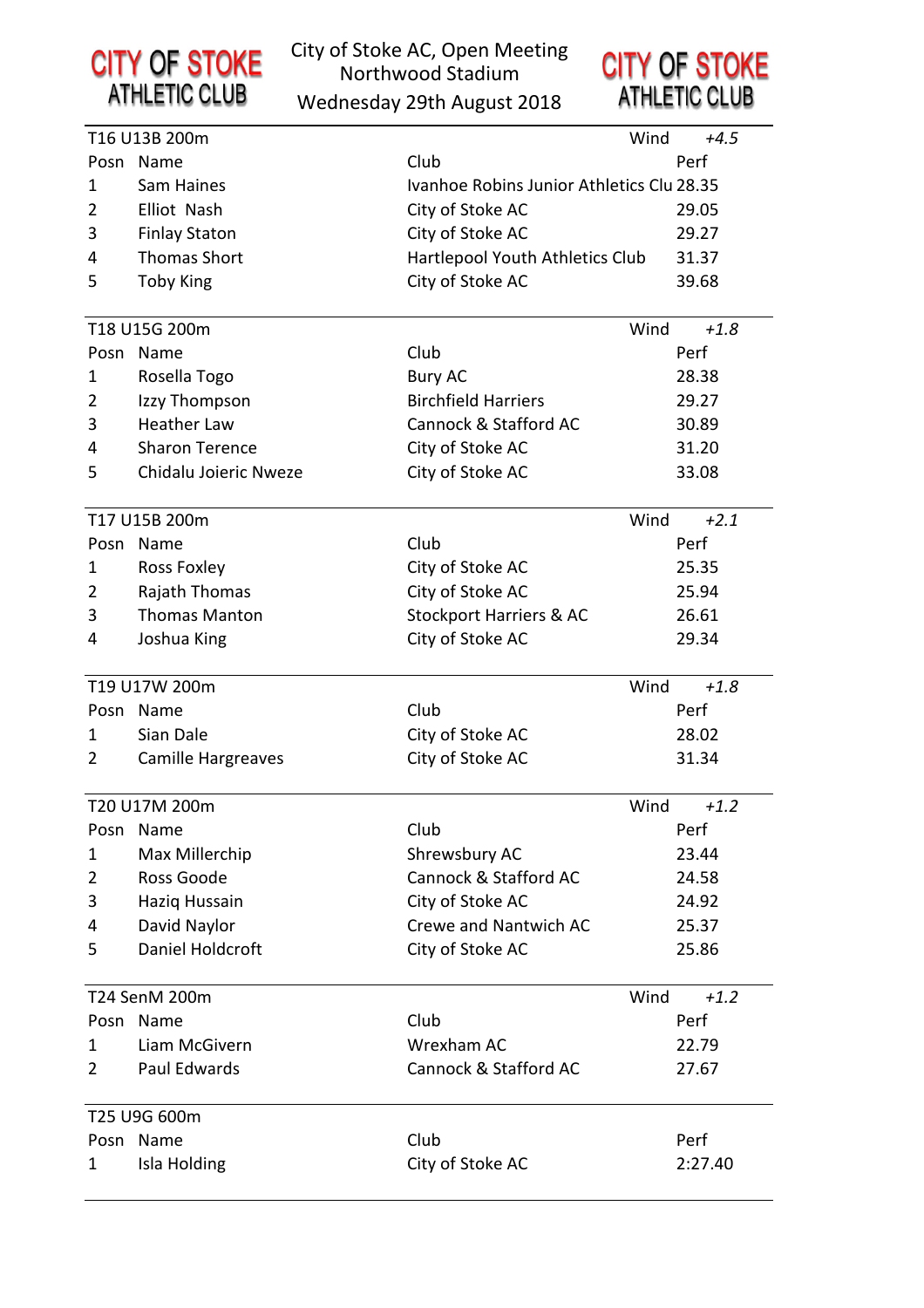City of Stoke AC, Open Meeting
Northwood Stadium
Wednesday 29th August 2018

| T16 U13B 200m | | | Wind *+4.5* |
|---|---|---|---|
| Posn | Name | Club | Perf |
| 1 | Sam Haines | Ivanhoe Robins Junior Athletics Clu | 28.35 |
| 2 | Elliot Nash | City of Stoke AC | 29.05 |
| 3 | Finlay Staton | City of Stoke AC | 29.27 |
| 4 | Thomas Short | Hartlepool Youth Athletics Club | 31.37 |
| 5 | Toby King | City of Stoke AC | 39.68 |

| T18 U15G 200m | | | Wind *+1.8* |
|---|---|---|---|
| Posn | Name | Club | Perf |
| 1 | Rosella Togo | Bury AC | 28.38 |
| 2 | Izzy Thompson | Birchfield Harriers | 29.27 |
| 3 | Heather Law | Cannock & Stafford AC | 30.89 |
| 4 | Sharon Terence | City of Stoke AC | 31.20 |
| 5 | Chidalu Joieric Nweze | City of Stoke AC | 33.08 |

| T17 U15B 200m | | | Wind *+2.1* |
|---|---|---|---|
| Posn | Name | Club | Perf |
| 1 | Ross Foxley | City of Stoke AC | 25.35 |
| 2 | Rajath Thomas | City of Stoke AC | 25.94 |
| 3 | Thomas Manton | Stockport Harriers & AC | 26.61 |
| 4 | Joshua King | City of Stoke AC | 29.34 |

| T19 U17W 200m | | | Wind *+1.8* |
|---|---|---|---|
| Posn | Name | Club | Perf |
| 1 | Sian Dale | City of Stoke AC | 28.02 |
| 2 | Camille Hargreaves | City of Stoke AC | 31.34 |

| T20 U17M 200m | | | Wind *+1.2* |
|---|---|---|---|
| Posn | Name | Club | Perf |
| 1 | Max Millerchip | Shrewsbury AC | 23.44 |
| 2 | Ross Goode | Cannock & Stafford AC | 24.58 |
| 3 | Haziq Hussain | City of Stoke AC | 24.92 |
| 4 | David Naylor | Crewe and Nantwich AC | 25.37 |
| 5 | Daniel Holdcroft | City of Stoke AC | 25.86 |

| T24 SenM 200m | | | Wind *+1.2* |
|---|---|---|---|
| Posn | Name | Club | Perf |
| 1 | Liam McGivern | Wrexham AC | 22.79 |
| 2 | Paul Edwards | Cannock & Stafford AC | 27.67 |

| T25 U9G 600m | | | |
|---|---|---|---|
| Posn | Name | Club | Perf |
| 1 | Isla Holding | City of Stoke AC | 2:27.40 |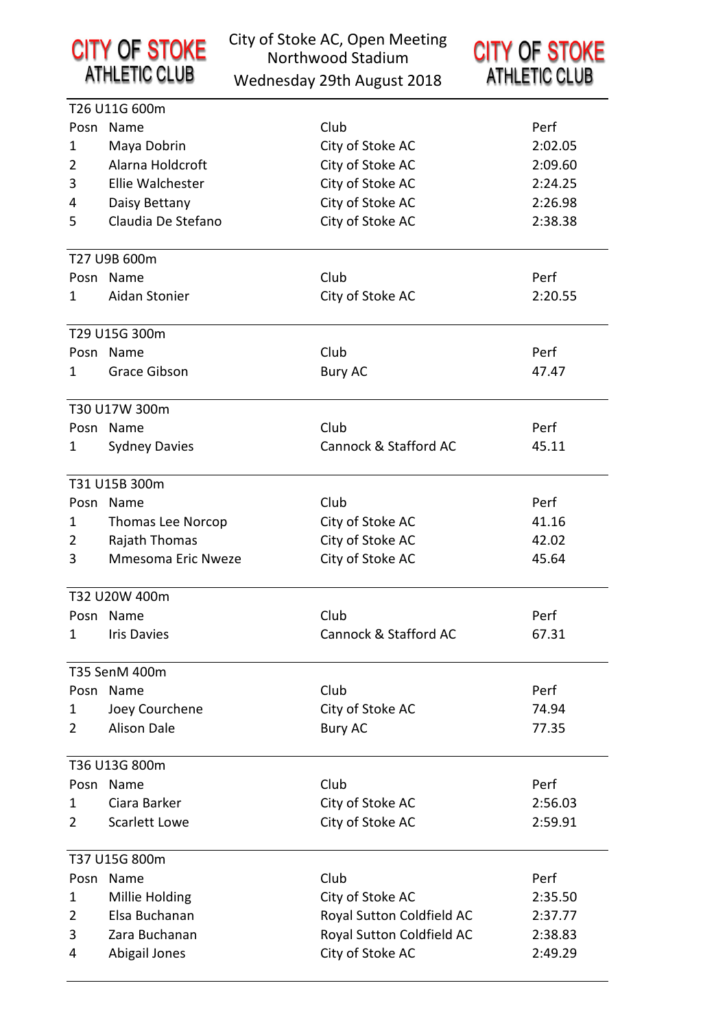CITY OF STOKE ATHLETIC CLUB

City of Stoke AC, Open Meeting
Northwood Stadium
Wednesday 29th August 2018

CITY OF STOKE ATHLETIC CLUB

### T26 U11G 600m

| Posn | Name | Club | Perf |
|---|---|---|---|
| 1 | Maya Dobrin | City of Stoke AC | 2:02.05 |
| 2 | Alarna Holdcroft | City of Stoke AC | 2:09.60 |
| 3 | Ellie Walchester | City of Stoke AC | 2:24.25 |
| 4 | Daisy Bettany | City of Stoke AC | 2:26.98 |
| 5 | Claudia De Stefano | City of Stoke AC | 2:38.38 |

### T27 U9B 600m

| Posn | Name | Club | Perf |
|---|---|---|---|
| 1 | Aidan Stonier | City of Stoke AC | 2:20.55 |

### T29 U15G 300m

| Posn | Name | Club | Perf |
|---|---|---|---|
| 1 | Grace Gibson | Bury AC | 47.47 |

### T30 U17W 300m

| Posn | Name | Club | Perf |
|---|---|---|---|
| 1 | Sydney Davies | Cannock & Stafford AC | 45.11 |

### T31 U15B 300m

| Posn | Name | Club | Perf |
|---|---|---|---|
| 1 | Thomas Lee Norcop | City of Stoke AC | 41.16 |
| 2 | Rajath Thomas | City of Stoke AC | 42.02 |
| 3 | Mmesoma Eric Nweze | City of Stoke AC | 45.64 |

### T32 U20W 400m

| Posn | Name | Club | Perf |
|---|---|---|---|
| 1 | Iris Davies | Cannock & Stafford AC | 67.31 |

### T35 SenM 400m

| Posn | Name | Club | Perf |
|---|---|---|---|
| 1 | Joey Courchene | City of Stoke AC | 74.94 |
| 2 | Alison Dale | Bury AC | 77.35 |

### T36 U13G 800m

| Posn | Name | Club | Perf |
|---|---|---|---|
| 1 | Ciara Barker | City of Stoke AC | 2:56.03 |
| 2 | Scarlett Lowe | City of Stoke AC | 2:59.91 |

### T37 U15G 800m

| Posn | Name | Club | Perf |
|---|---|---|---|
| 1 | Millie Holding | City of Stoke AC | 2:35.50 |
| 2 | Elsa Buchanan | Royal Sutton Coldfield AC | 2:37.77 |
| 3 | Zara Buchanan | Royal Sutton Coldfield AC | 2:38.83 |
| 4 | Abigail Jones | City of Stoke AC | 2:49.29 |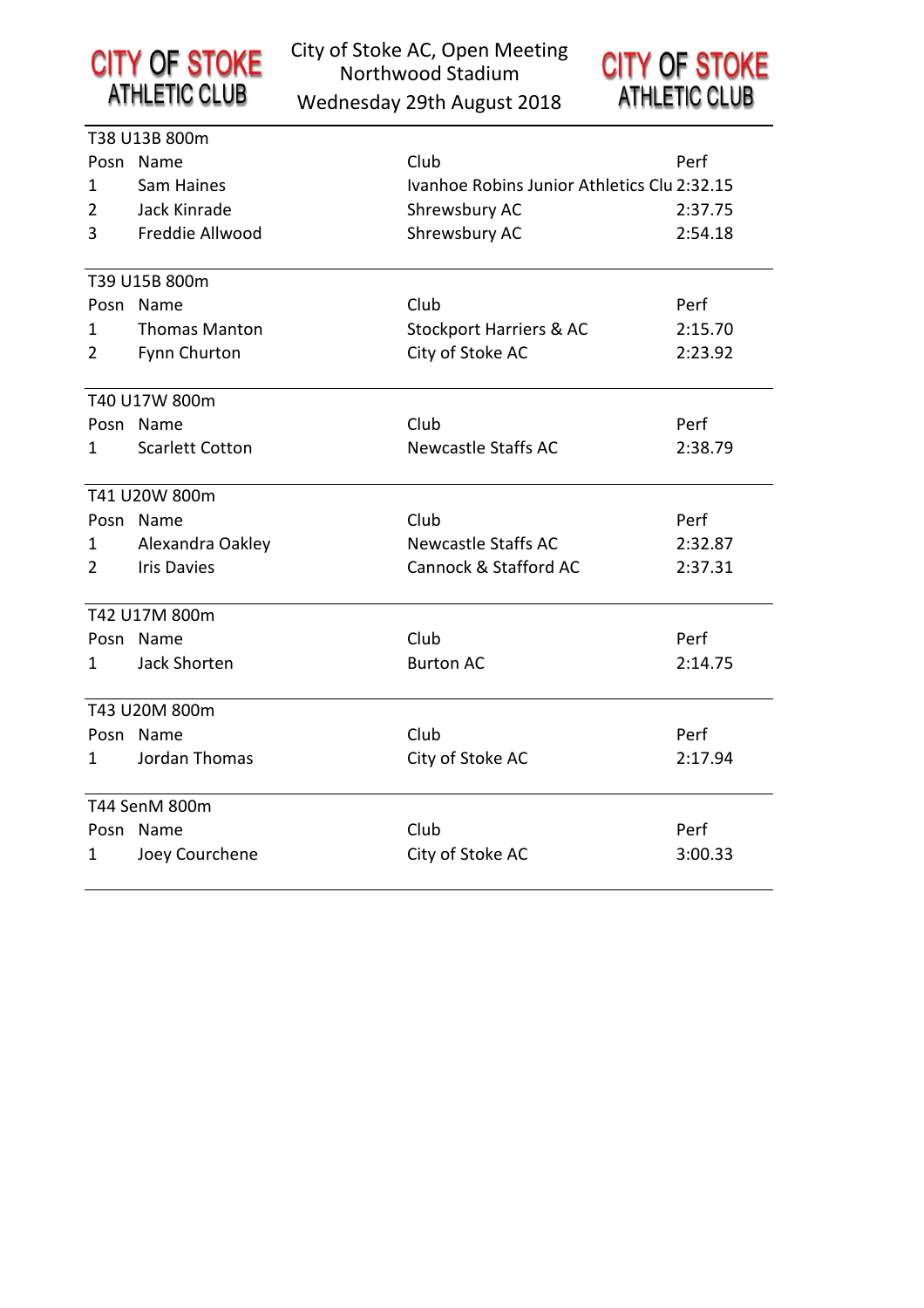City of Stoke AC, Open Meeting
Northwood Stadium
Wednesday 29th August 2018

### T38 U13B 800m

| Posn | Name | Club | Perf |
|---|---|---|---|
| 1 | Sam Haines | Ivanhoe Robins Junior Athletics Clu | 2:32.15 |
| 2 | Jack Kinrade | Shrewsbury AC | 2:37.75 |
| 3 | Freddie Allwood | Shrewsbury AC | 2:54.18 |

### T39 U15B 800m

| Posn | Name | Club | Perf |
|---|---|---|---|
| 1 | Thomas Manton | Stockport Harriers & AC | 2:15.70 |
| 2 | Fynn Churton | City of Stoke AC | 2:23.92 |

### T40 U17W 800m

| Posn | Name | Club | Perf |
|---|---|---|---|
| 1 | Scarlett Cotton | Newcastle Staffs AC | 2:38.79 |

### T41 U20W 800m

| Posn | Name | Club | Perf |
|---|---|---|---|
| 1 | Alexandra Oakley | Newcastle Staffs AC | 2:32.87 |
| 2 | Iris Davies | Cannock & Stafford AC | 2:37.31 |

### T42 U17M 800m

| Posn | Name | Club | Perf |
|---|---|---|---|
| 1 | Jack Shorten | Burton AC | 2:14.75 |

### T43 U20M 800m

| Posn | Name | Club | Perf |
|---|---|---|---|
| 1 | Jordan Thomas | City of Stoke AC | 2:17.94 |

### T44 SenM 800m

| Posn | Name | Club | Perf |
|---|---|---|---|
| 1 | Joey Courchene | City of Stoke AC | 3:00.33 |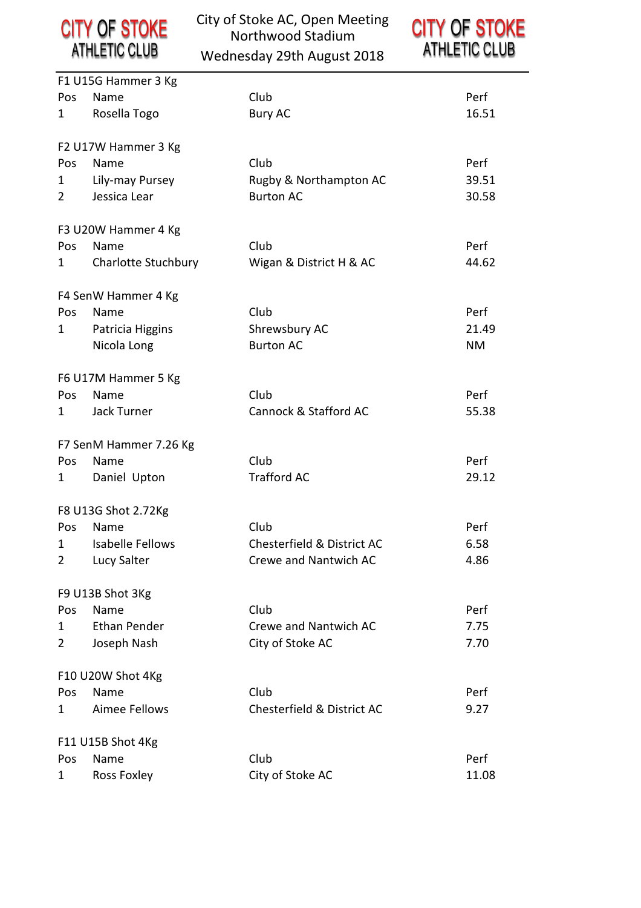CITY OF STOKE ATHLETIC CLUB

# City of Stoke AC, Open Meeting
Northwood Stadium
Wednesday 29th August 2018

CITY OF STOKE ATHLETIC CLUB

### F1 U15G Hammer 3 Kg

| Pos | Name | Club | Perf |
|---|---|---|---|
| 1 | Rosella Togo | Bury AC | 16.51 |

### F2 U17W Hammer 3 Kg

| Pos | Name | Club | Perf |
|---|---|---|---|
| 1 | Lily-may Pursey | Rugby & Northampton AC | 39.51 |
| 2 | Jessica Lear | Burton AC | 30.58 |

### F3 U20W Hammer 4 Kg

| Pos | Name | Club | Perf |
|---|---|---|---|
| 1 | Charlotte Stuchbury | Wigan & District H & AC | 44.62 |

### F4 SenW Hammer 4 Kg

| Pos | Name | Club | Perf |
|---|---|---|---|
| 1 | Patricia Higgins | Shrewsbury AC | 21.49 |
| | Nicola Long | Burton AC | NM |

### F6 U17M Hammer 5 Kg

| Pos | Name | Club | Perf |
|---|---|---|---|
| 1 | Jack Turner | Cannock & Stafford AC | 55.38 |

### F7 SenM Hammer 7.26 Kg

| Pos | Name | Club | Perf |
|---|---|---|---|
| 1 | Daniel Upton | Trafford AC | 29.12 |

### F8 U13G Shot 2.72Kg

| Pos | Name | Club | Perf |
|---|---|---|---|
| 1 | Isabelle Fellows | Chesterfield & District AC | 6.58 |
| 2 | Lucy Salter | Crewe and Nantwich AC | 4.86 |

### F9 U13B Shot 3Kg

| Pos | Name | Club | Perf |
|---|---|---|---|
| 1 | Ethan Pender | Crewe and Nantwich AC | 7.75 |
| 2 | Joseph Nash | City of Stoke AC | 7.70 |

### F10 U20W Shot 4Kg

| Pos | Name | Club | Perf |
|---|---|---|---|
| 1 | Aimee Fellows | Chesterfield & District AC | 9.27 |

### F11 U15B Shot 4Kg

| Pos | Name | Club | Perf |
|---|---|---|---|
| 1 | Ross Foxley | City of Stoke AC | 11.08 |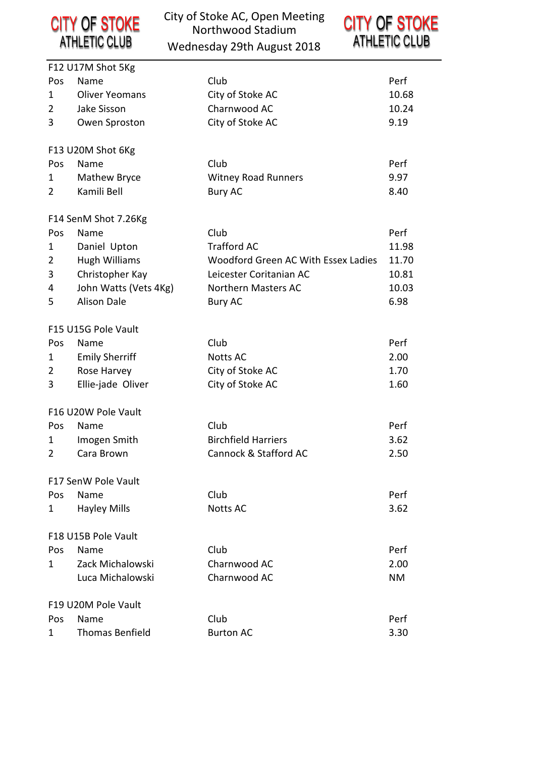CITY OF STOKE ATHLETIC CLUB

City of Stoke AC, Open Meeting
Northwood Stadium
Wednesday 29th August 2018

CITY OF STOKE ATHLETIC CLUB

### F12 U17M Shot 5Kg

| Pos | Name | Club | Perf |
|---|---|---|---|
| 1 | Oliver Yeomans | City of Stoke AC | 10.68 |
| 2 | Jake Sisson | Charnwood AC | 10.24 |
| 3 | Owen Sproston | City of Stoke AC | 9.19 |

### F13 U20M Shot 6Kg

| Pos | Name | Club | Perf |
|---|---|---|---|
| 1 | Mathew Bryce | Witney Road Runners | 9.97 |
| 2 | Kamili Bell | Bury AC | 8.40 |

### F14 SenM Shot 7.26Kg

| Pos | Name | Club | Perf |
|---|---|---|---|
| 1 | Daniel Upton | Trafford AC | 11.98 |
| 2 | Hugh Williams | Woodford Green AC With Essex Ladies | 11.70 |
| 3 | Christopher Kay | Leicester Coritanian AC | 10.81 |
| 4 | John Watts (Vets 4Kg) | Northern Masters AC | 10.03 |
| 5 | Alison Dale | Bury AC | 6.98 |

### F15 U15G Pole Vault

| Pos | Name | Club | Perf |
|---|---|---|---|
| 1 | Emily Sherriff | Notts AC | 2.00 |
| 2 | Rose Harvey | City of Stoke AC | 1.70 |
| 3 | Ellie-jade Oliver | City of Stoke AC | 1.60 |

### F16 U20W Pole Vault

| Pos | Name | Club | Perf |
|---|---|---|---|
| 1 | Imogen Smith | Birchfield Harriers | 3.62 |
| 2 | Cara Brown | Cannock & Stafford AC | 2.50 |

### F17 SenW Pole Vault

| Pos | Name | Club | Perf |
|---|---|---|---|
| 1 | Hayley Mills | Notts AC | 3.62 |

### F18 U15B Pole Vault

| Pos | Name | Club | Perf |
|---|---|---|---|
| 1 | Zack Michalowski | Charnwood AC | 2.00 |
| | Luca Michalowski | Charnwood AC | NM |

### F19 U20M Pole Vault

| Pos | Name | Club | Perf |
|---|---|---|---|
| 1 | Thomas Benfield | Burton AC | 3.30 |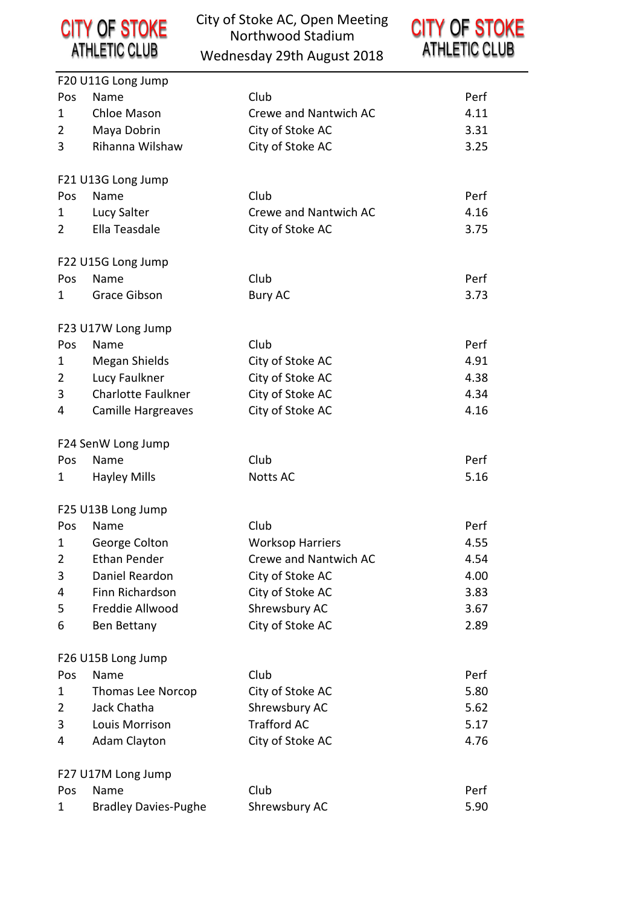City of Stoke AC, Open Meeting
Northwood Stadium
Wednesday 29th August 2018

### F20 U11G Long Jump

| Pos | Name | Club | Perf |
|---|---|---|---|
| 1 | Chloe Mason | Crewe and Nantwich AC | 4.11 |
| 2 | Maya Dobrin | City of Stoke AC | 3.31 |
| 3 | Rihanna Wilshaw | City of Stoke AC | 3.25 |

### F21 U13G Long Jump

| Pos | Name | Club | Perf |
|---|---|---|---|
| 1 | Lucy Salter | Crewe and Nantwich AC | 4.16 |
| 2 | Ella Teasdale | City of Stoke AC | 3.75 |

### F22 U15G Long Jump

| Pos | Name | Club | Perf |
|---|---|---|---|
| 1 | Grace Gibson | Bury AC | 3.73 |

### F23 U17W Long Jump

| Pos | Name | Club | Perf |
|---|---|---|---|
| 1 | Megan Shields | City of Stoke AC | 4.91 |
| 2 | Lucy Faulkner | City of Stoke AC | 4.38 |
| 3 | Charlotte Faulkner | City of Stoke AC | 4.34 |
| 4 | Camille Hargreaves | City of Stoke AC | 4.16 |

### F24 SenW Long Jump

| Pos | Name | Club | Perf |
|---|---|---|---|
| 1 | Hayley Mills | Notts AC | 5.16 |

### F25 U13B Long Jump

| Pos | Name | Club | Perf |
|---|---|---|---|
| 1 | George Colton | Worksop Harriers | 4.55 |
| 2 | Ethan Pender | Crewe and Nantwich AC | 4.54 |
| 3 | Daniel Reardon | City of Stoke AC | 4.00 |
| 4 | Finn Richardson | City of Stoke AC | 3.83 |
| 5 | Freddie Allwood | Shrewsbury AC | 3.67 |
| 6 | Ben Bettany | City of Stoke AC | 2.89 |

### F26 U15B Long Jump

| Pos | Name | Club | Perf |
|---|---|---|---|
| 1 | Thomas Lee Norcop | City of Stoke AC | 5.80 |
| 2 | Jack Chatha | Shrewsbury AC | 5.62 |
| 3 | Louis Morrison | Trafford AC | 5.17 |
| 4 | Adam Clayton | City of Stoke AC | 4.76 |

### F27 U17M Long Jump

| Pos | Name | Club | Perf |
|---|---|---|---|
| 1 | Bradley Davies-Pughe | Shrewsbury AC | 5.90 |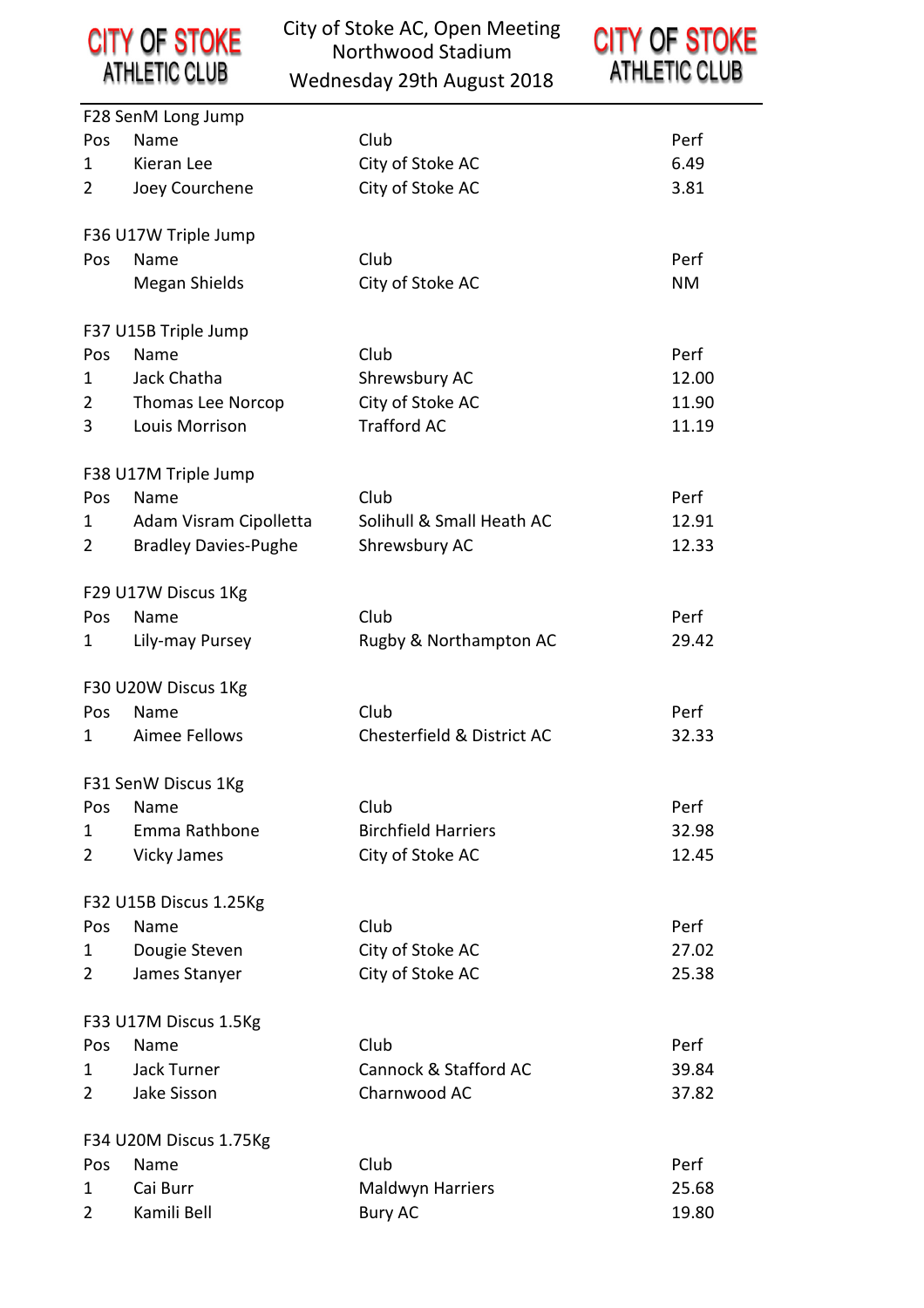City of Stoke AC, Open Meeting
Northwood Stadium
Wednesday 29th August 2018

### F28 SenM Long Jump

| Pos | Name | Club | Perf |
|---|---|---|---|
| 1 | Kieran Lee | City of Stoke AC | 6.49 |
| 2 | Joey Courchene | City of Stoke AC | 3.81 |

### F36 U17W Triple Jump

| Pos | Name | Club | Perf |
|---|---|---|---|
| | Megan Shields | City of Stoke AC | NM |

### F37 U15B Triple Jump

| Pos | Name | Club | Perf |
|---|---|---|---|
| 1 | Jack Chatha | Shrewsbury AC | 12.00 |
| 2 | Thomas Lee Norcop | City of Stoke AC | 11.90 |
| 3 | Louis Morrison | Trafford AC | 11.19 |

### F38 U17M Triple Jump

| Pos | Name | Club | Perf |
|---|---|---|---|
| 1 | Adam Visram Cipolletta | Solihull & Small Heath AC | 12.91 |
| 2 | Bradley Davies-Pughe | Shrewsbury AC | 12.33 |

### F29 U17W Discus 1Kg

| Pos | Name | Club | Perf |
|---|---|---|---|
| 1 | Lily-may Pursey | Rugby & Northampton AC | 29.42 |

### F30 U20W Discus 1Kg

| Pos | Name | Club | Perf |
|---|---|---|---|
| 1 | Aimee Fellows | Chesterfield & District AC | 32.33 |

### F31 SenW Discus 1Kg

| Pos | Name | Club | Perf |
|---|---|---|---|
| 1 | Emma Rathbone | Birchfield Harriers | 32.98 |
| 2 | Vicky James | City of Stoke AC | 12.45 |

### F32 U15B Discus 1.25Kg

| Pos | Name | Club | Perf |
|---|---|---|---|
| 1 | Dougie Steven | City of Stoke AC | 27.02 |
| 2 | James Stanyer | City of Stoke AC | 25.38 |

### F33 U17M Discus 1.5Kg

| Pos | Name | Club | Perf |
|---|---|---|---|
| 1 | Jack Turner | Cannock & Stafford AC | 39.84 |
| 2 | Jake Sisson | Charnwood AC | 37.82 |

### F34 U20M Discus 1.75Kg

| Pos | Name | Club | Perf |
|---|---|---|---|
| 1 | Cai Burr | Maldwyn Harriers | 25.68 |
| 2 | Kamili Bell | Bury AC | 19.80 |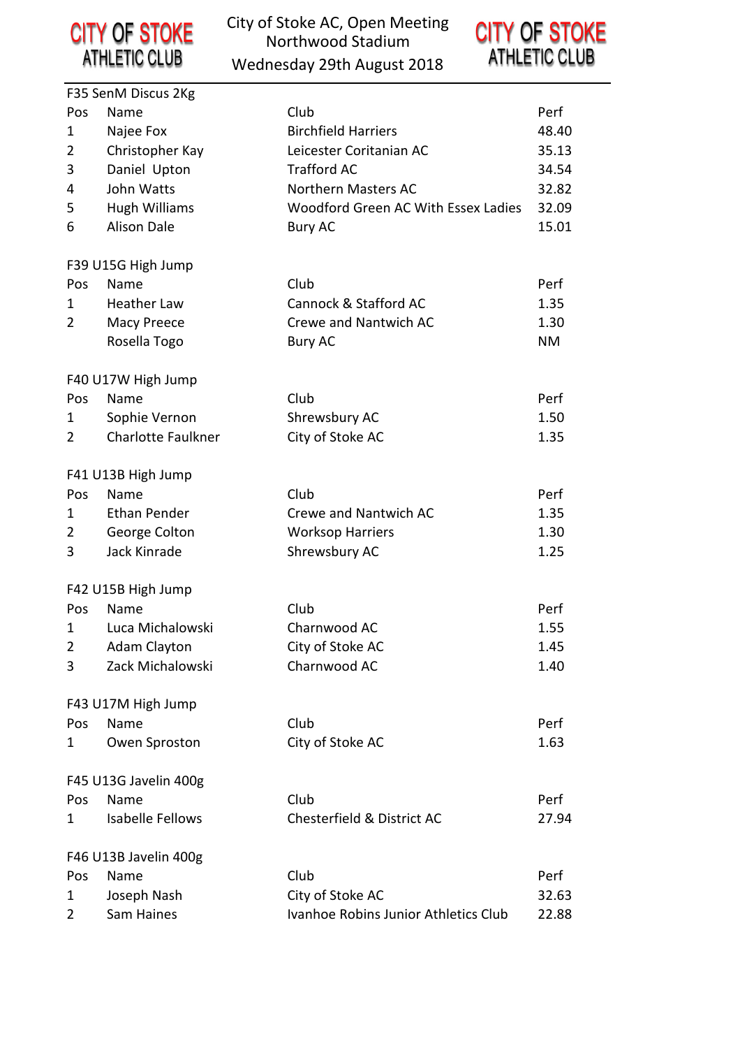# City of Stoke AC, Open Meeting

## Northwood Stadium

### Wednesday 29th August 2018

**F35 SenM Discus 2Kg**

| Pos | Name | Club | Perf |
|---|---|---|---|
| 1 | Najee Fox | Birchfield Harriers | 48.40 |
| 2 | Christopher Kay | Leicester Coritanian AC | 35.13 |
| 3 | Daniel Upton | Trafford AC | 34.54 |
| 4 | John Watts | Northern Masters AC | 32.82 |
| 5 | Hugh Williams | Woodford Green AC With Essex Ladies | 32.09 |
| 6 | Alison Dale | Bury AC | 15.01 |

**F39 U15G High Jump**

| Pos | Name | Club | Perf |
|---|---|---|---|
| 1 | Heather Law | Cannock & Stafford AC | 1.35 |
| 2 | Macy Preece | Crewe and Nantwich AC | 1.30 |
| | Rosella Togo | Bury AC | NM |

**F40 U17W High Jump**

| Pos | Name | Club | Perf |
|---|---|---|---|
| 1 | Sophie Vernon | Shrewsbury AC | 1.50 |
| 2 | Charlotte Faulkner | City of Stoke AC | 1.35 |

**F41 U13B High Jump**

| Pos | Name | Club | Perf |
|---|---|---|---|
| 1 | Ethan Pender | Crewe and Nantwich AC | 1.35 |
| 2 | George Colton | Worksop Harriers | 1.30 |
| 3 | Jack Kinrade | Shrewsbury AC | 1.25 |

**F42 U15B High Jump**

| Pos | Name | Club | Perf |
|---|---|---|---|
| 1 | Luca Michalowski | Charnwood AC | 1.55 |
| 2 | Adam Clayton | City of Stoke AC | 1.45 |
| 3 | Zack Michalowski | Charnwood AC | 1.40 |

**F43 U17M High Jump**

| Pos | Name | Club | Perf |
|---|---|---|---|
| 1 | Owen Sproston | City of Stoke AC | 1.63 |

**F45 U13G Javelin 400g**

| Pos | Name | Club | Perf |
|---|---|---|---|
| 1 | Isabelle Fellows | Chesterfield & District AC | 27.94 |

**F46 U13B Javelin 400g**

| Pos | Name | Club | Perf |
|---|---|---|---|
| 1 | Joseph Nash | City of Stoke AC | 32.63 |
| 2 | Sam Haines | Ivanhoe Robins Junior Athletics Club | 22.88 |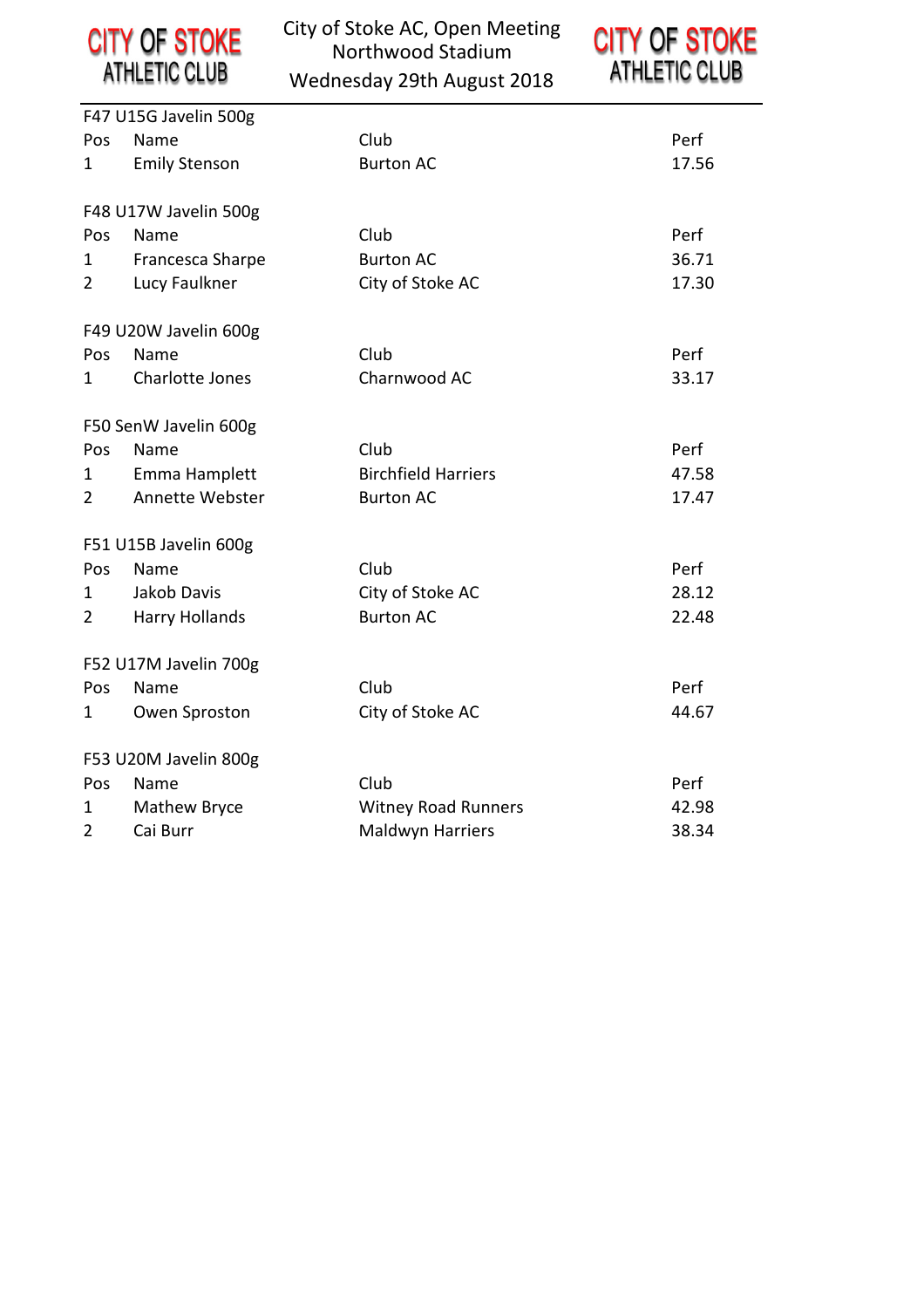# City of Stoke AC, Open Meeting
## Northwood Stadium
### Wednesday 29th August 2018

F47 U15G Javelin 500g

| Pos | Name | Club | Perf |
|---|---|---|---|
| 1 | Emily Stenson | Burton AC | 17.56 |

F48 U17W Javelin 500g

| Pos | Name | Club | Perf |
|---|---|---|---|
| 1 | Francesca Sharpe | Burton AC | 36.71 |
| 2 | Lucy Faulkner | City of Stoke AC | 17.30 |

F49 U20W Javelin 600g

| Pos | Name | Club | Perf |
|---|---|---|---|
| 1 | Charlotte Jones | Charnwood AC | 33.17 |

F50 SenW Javelin 600g

| Pos | Name | Club | Perf |
|---|---|---|---|
| 1 | Emma Hamplett | Birchfield Harriers | 47.58 |
| 2 | Annette Webster | Burton AC | 17.47 |

F51 U15B Javelin 600g

| Pos | Name | Club | Perf |
|---|---|---|---|
| 1 | Jakob Davis | City of Stoke AC | 28.12 |
| 2 | Harry Hollands | Burton AC | 22.48 |

F52 U17M Javelin 700g

| Pos | Name | Club | Perf |
|---|---|---|---|
| 1 | Owen Sproston | City of Stoke AC | 44.67 |

F53 U20M Javelin 800g

| Pos | Name | Club | Perf |
|---|---|---|---|
| 1 | Mathew Bryce | Witney Road Runners | 42.98 |
| 2 | Cai Burr | Maldwyn Harriers | 38.34 |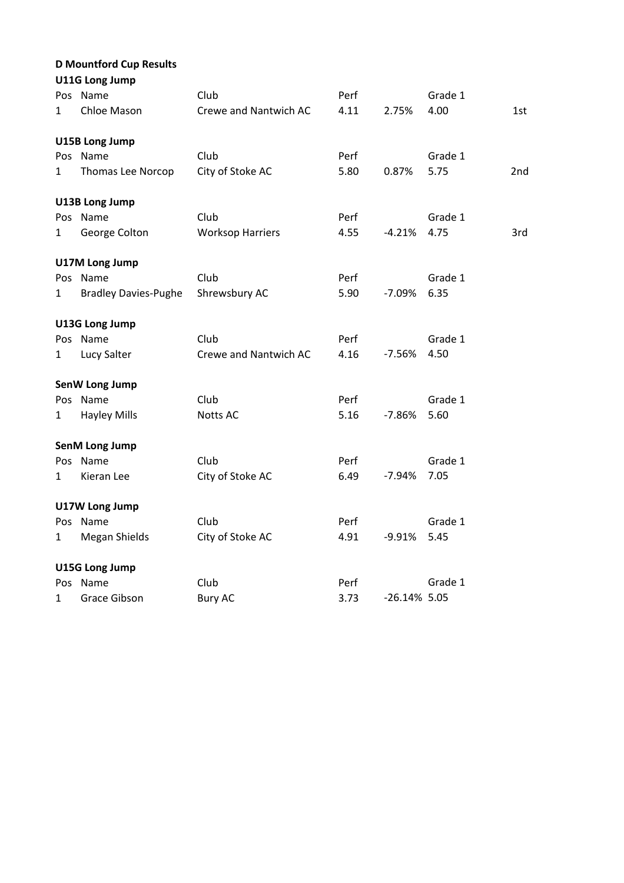**D Mountford Cup Results**

**U11G Long Jump**

| Pos | Name | Club | Perf | | Grade 1 | |
|---|---|---|---|---|---|---|
| 1 | Chloe Mason | Crewe and Nantwich AC | 4.11 | 2.75% | 4.00 | 1st |

**U15B Long Jump**

| Pos | Name | Club | Perf | | Grade 1 | |
|---|---|---|---|---|---|---|
| 1 | Thomas Lee Norcop | City of Stoke AC | 5.80 | 0.87% | 5.75 | 2nd |

**U13B Long Jump**

| Pos | Name | Club | Perf | | Grade 1 | |
|---|---|---|---|---|---|---|
| 1 | George Colton | Worksop Harriers | 4.55 | -4.21% | 4.75 | 3rd |

**U17M Long Jump**

| Pos | Name | Club | Perf | | Grade 1 |
|---|---|---|---|---|---|
| 1 | Bradley Davies-Pughe | Shrewsbury AC | 5.90 | -7.09% | 6.35 |

**U13G Long Jump**

| Pos | Name | Club | Perf | | Grade 1 |
|---|---|---|---|---|---|
| 1 | Lucy Salter | Crewe and Nantwich AC | 4.16 | -7.56% | 4.50 |

**SenW Long Jump**

| Pos | Name | Club | Perf | | Grade 1 |
|---|---|---|---|---|---|
| 1 | Hayley Mills | Notts AC | 5.16 | -7.86% | 5.60 |

**SenM Long Jump**

| Pos | Name | Club | Perf | | Grade 1 |
|---|---|---|---|---|---|
| 1 | Kieran Lee | City of Stoke AC | 6.49 | -7.94% | 7.05 |

**U17W Long Jump**

| Pos | Name | Club | Perf | | Grade 1 |
|---|---|---|---|---|---|
| 1 | Megan Shields | City of Stoke AC | 4.91 | -9.91% | 5.45 |

**U15G Long Jump**

| Pos | Name | Club | Perf | | Grade 1 |
|---|---|---|---|---|---|
| 1 | Grace Gibson | Bury AC | 3.73 | -26.14% | 5.05 |